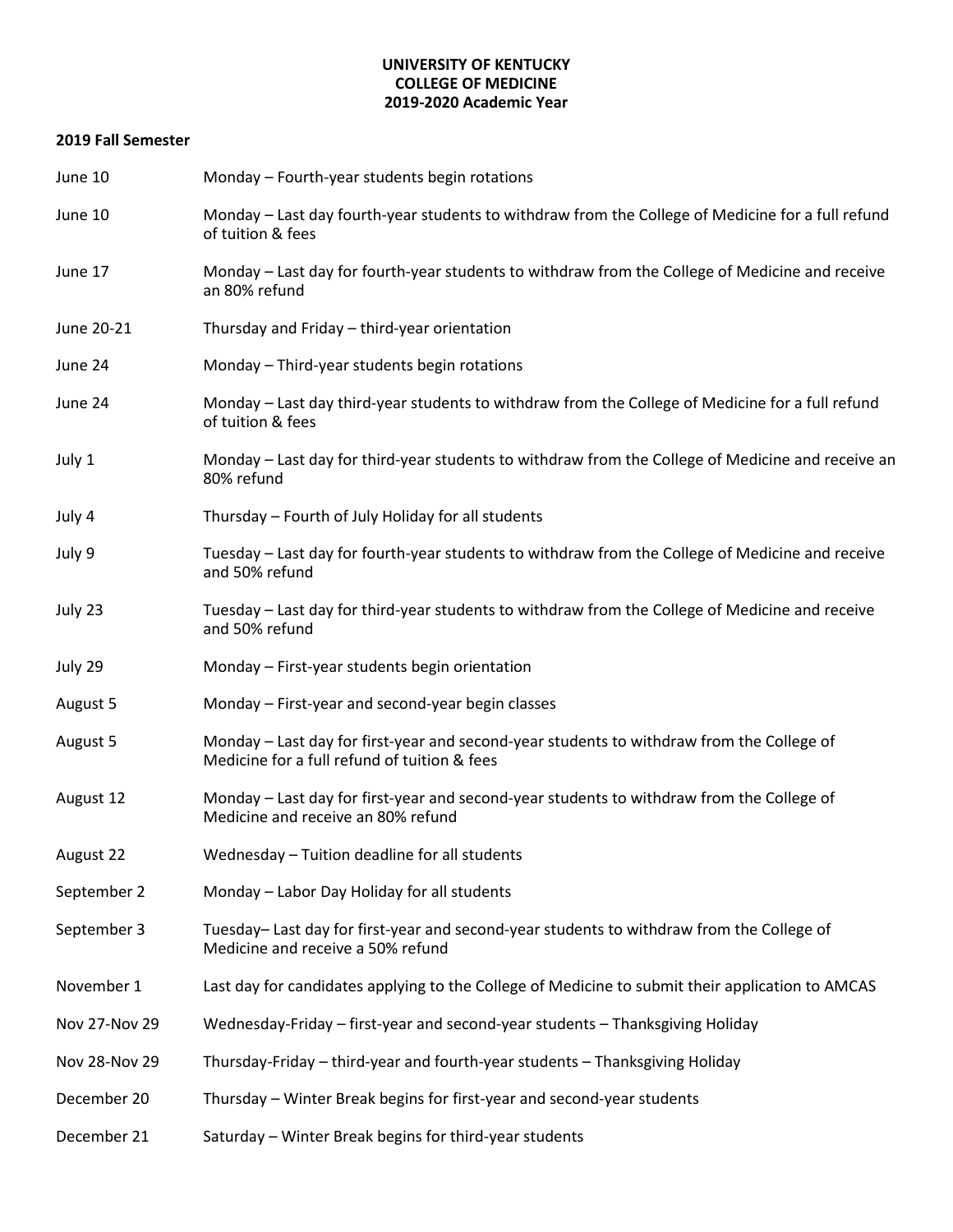# UNIVERSITY OF KENTUCKY
# COLLEGE OF MEDICINE
# 2019-2020 Academic Year

## 2019 Fall Semester

| | |
|---|---|
| June 10 | Monday – Fourth-year students begin rotations |
| June 10 | Monday – Last day fourth-year students to withdraw from the College of Medicine for a full refund of tuition & fees |
| June 17 | Monday – Last day for fourth-year students to withdraw from the College of Medicine and receive an 80% refund |
| June 20-21 | Thursday and Friday – third-year orientation |
| June 24 | Monday – Third-year students begin rotations |
| June 24 | Monday – Last day third-year students to withdraw from the College of Medicine for a full refund of tuition & fees |
| July 1 | Monday – Last day for third-year students to withdraw from the College of Medicine and receive an 80% refund |
| July 4 | Thursday – Fourth of July Holiday for all students |
| July 9 | Tuesday – Last day for fourth-year students to withdraw from the College of Medicine and receive and 50% refund |
| July 23 | Tuesday – Last day for third-year students to withdraw from the College of Medicine and receive and 50% refund |
| July 29 | Monday – First-year students begin orientation |
| August 5 | Monday – First-year and second-year begin classes |
| August 5 | Monday – Last day for first-year and second-year students to withdraw from the College of Medicine for a full refund of tuition & fees |
| August 12 | Monday – Last day for first-year and second-year students to withdraw from the College of Medicine and receive an 80% refund |
| August 22 | Wednesday – Tuition deadline for all students |
| September 2 | Monday – Labor Day Holiday for all students |
| September 3 | Tuesday– Last day for first-year and second-year students to withdraw from the College of Medicine and receive a 50% refund |
| November 1 | Last day for candidates applying to the College of Medicine to submit their application to AMCAS |
| Nov 27-Nov 29 | Wednesday-Friday – first-year and second-year students – Thanksgiving Holiday |
| Nov 28-Nov 29 | Thursday-Friday – third-year and fourth-year students – Thanksgiving Holiday |
| December 20 | Thursday – Winter Break begins for first-year and second-year students |
| December 21 | Saturday – Winter Break begins for third-year students |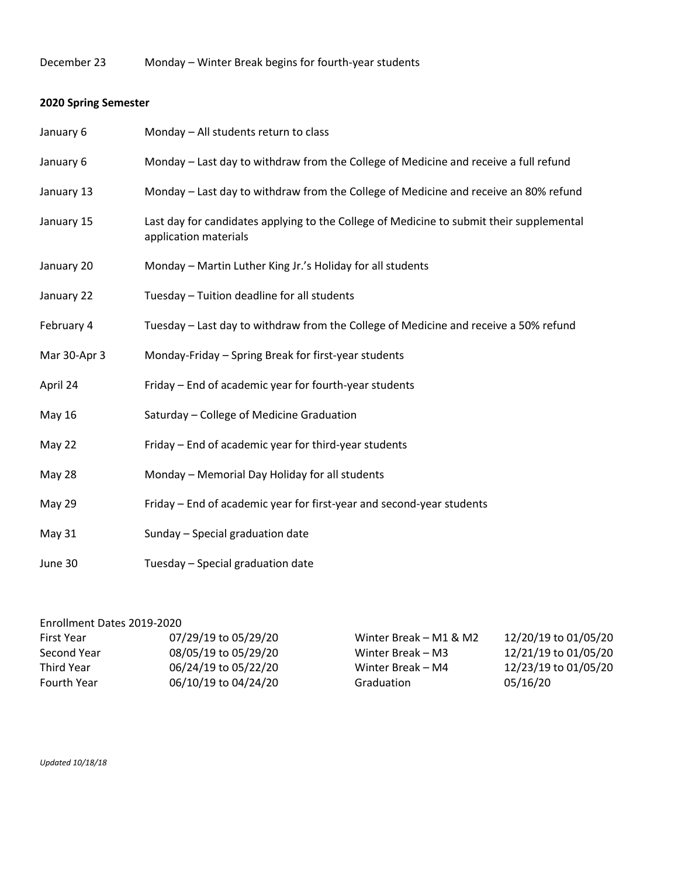| | |
|---|---|
| December 23 | Monday – Winter Break begins for fourth-year students |

**2020 Spring Semester**

| | |
|---|---|
| January 6 | Monday – All students return to class |
| January 6 | Monday – Last day to withdraw from the College of Medicine and receive a full refund |
| January 13 | Monday – Last day to withdraw from the College of Medicine and receive an 80% refund |
| January 15 | Last day for candidates applying to the College of Medicine to submit their supplemental application materials |
| January 20 | Monday – Martin Luther King Jr.'s Holiday for all students |
| January 22 | Tuesday – Tuition deadline for all students |
| February 4 | Tuesday – Last day to withdraw from the College of Medicine and receive a 50% refund |
| Mar 30-Apr 3 | Monday-Friday – Spring Break for first-year students |
| April 24 | Friday – End of academic year for fourth-year students |
| May 16 | Saturday – College of Medicine Graduation |
| May 22 | Friday – End of academic year for third-year students |
| May 28 | Monday – Memorial Day Holiday for all students |
| May 29 | Friday – End of academic year for first-year and second-year students |
| May 31 | Sunday – Special graduation date |
| June 30 | Tuesday – Special graduation date |

Enrollment Dates 2019-2020

| | | | |
|---|---|---|---|
| First Year | 07/29/19 to 05/29/20 | Winter Break – M1 & M2 | 12/20/19 to 01/05/20 |
| Second Year | 08/05/19 to 05/29/20 | Winter Break – M3 | 12/21/19 to 01/05/20 |
| Third Year | 06/24/19 to 05/22/20 | Winter Break – M4 | 12/23/19 to 01/05/20 |
| Fourth Year | 06/10/19 to 04/24/20 | Graduation | 05/16/20 |

*Updated 10/18/18*